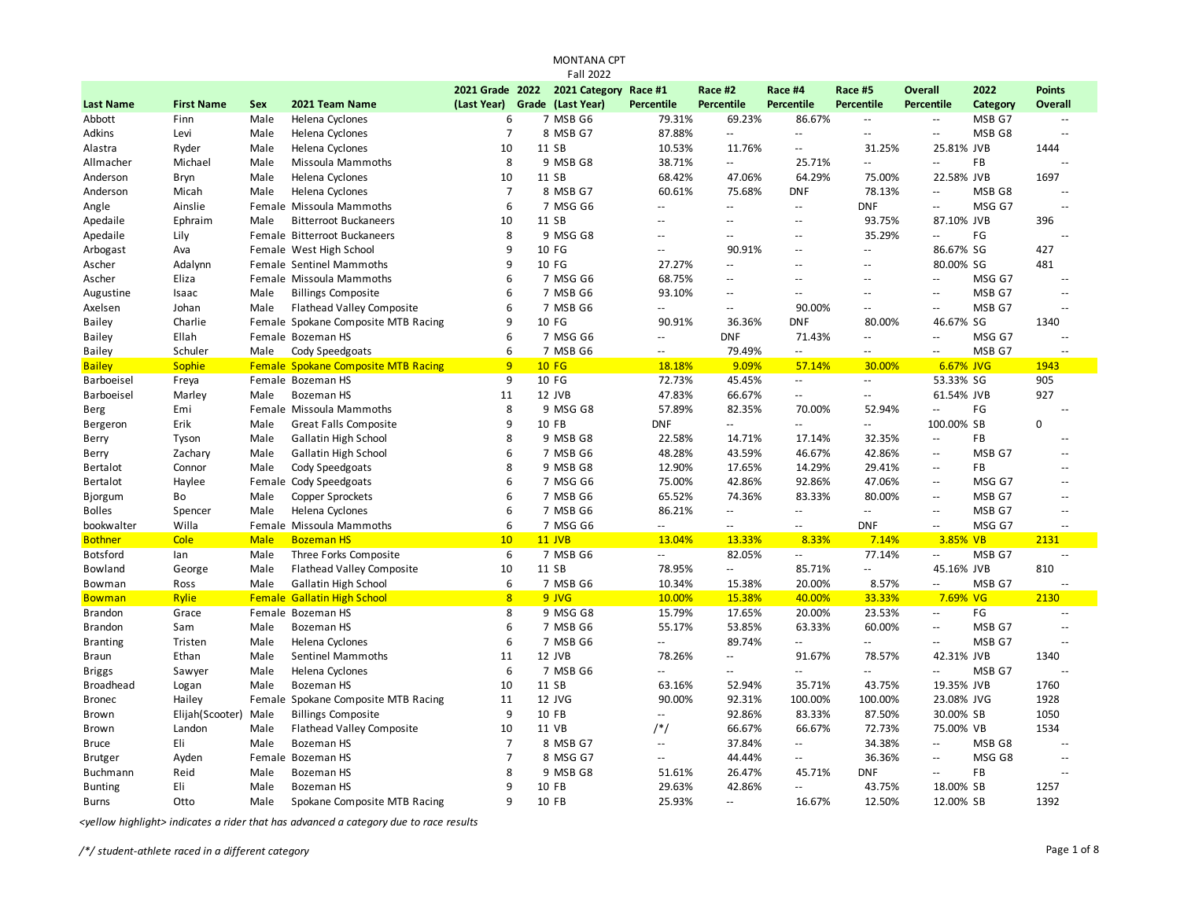MONTANA CPT
Fall 2022

| Last Name | First Name | Sex | 2021 Team Name | 2021 Grade (Last Year) | 2022 Grade | 2021 Category (Last Year) | Race #1 Percentile | Race #2 Percentile | Race #4 Percentile | Race #5 Percentile | Overall Percentile | 2022 Category | Points Overall |
|---|---|---|---|---|---|---|---|---|---|---|---|---|---|
| Abbott | Finn | Male | Helena Cyclones | 6 | 7 | MSB G6 | 79.31% | 69.23% | 86.67% | -- | -- | MSB G7 | -- |
| Adkins | Levi | Male | Helena Cyclones | 7 | 8 | MSB G7 | 87.88% | -- | -- | -- | -- | MSB G8 | -- |
| Alastra | Ryder | Male | Helena Cyclones | 10 | 11 | SB | 10.53% | 11.76% | -- | 31.25% | 25.81% | JVB | 1444 |
| Allmacher | Michael | Male | Missoula Mammoths | 8 | 9 | MSB G8 | 38.71% | -- | 25.71% | -- | -- | FB | -- |
| Anderson | Bryn | Male | Helena Cyclones | 10 | 11 | SB | 68.42% | 47.06% | 64.29% | 75.00% | 22.58% | JVB | 1697 |
| Anderson | Micah | Male | Helena Cyclones | 7 | 8 | MSB G7 | 60.61% | 75.68% | DNF | 78.13% | -- | MSB G8 | -- |
| Angle | Ainslie | Female | Missoula Mammoths | 6 | 7 | MSG G6 | -- | -- | -- | DNF | -- | MSG G7 | -- |
| Apedaile | Ephraim | Male | Bitterroot Buckaneers | 10 | 11 | SB | -- | -- | -- | 93.75% | 87.10% | JVB | 396 |
| Apedaile | Lily | Female | Bitterroot Buckaneers | 8 | 9 | MSG G8 | -- | -- | -- | 35.29% | -- | FG | -- |
| Arbogast | Ava | Female | West High School | 9 | 10 | FG | -- | 90.91% | -- | -- | 86.67% | SG | 427 |
| Ascher | Adalynn | Female | Sentinel Mammoths | 9 | 10 | FG | 27.27% | -- | -- | -- | 80.00% | SG | 481 |
| Ascher | Eliza | Female | Missoula Mammoths | 6 | 7 | MSG G6 | 68.75% | -- | -- | -- | -- | MSG G7 | -- |
| Augustine | Isaac | Male | Billings Composite | 6 | 7 | MSB G6 | 93.10% | -- | -- | -- | -- | MSB G7 | -- |
| Axelsen | Johan | Male | Flathead Valley Composite | 6 | 7 | MSB G6 | -- | -- | 90.00% | -- | -- | MSB G7 | -- |
| Bailey | Charlie | Female | Spokane Composite MTB Racing | 9 | 10 | FG | 90.91% | 36.36% | DNF | 80.00% | 46.67% | SG | 1340 |
| Bailey | Ellah | Female | Bozeman HS | 6 | 7 | MSG G6 | -- | DNF | 71.43% | -- | -- | MSG G7 | -- |
| Bailey | Schuler | Male | Cody Speedgoats | 6 | 7 | MSB G6 | -- | 79.49% | -- | -- | -- | MSB G7 | -- |
| Bailey | Sophie | Female | Spokane Composite MTB Racing | 9 | 10 | FG | 18.18% | 9.09% | 57.14% | 30.00% | 6.67% | JVG | 1943 |
| Barboeisel | Freya | Female | Bozeman HS | 9 | 10 | FG | 72.73% | 45.45% | -- | -- | 53.33% | SG | 905 |
| Barboeisel | Marley | Male | Bozeman HS | 11 | 12 | JVB | 47.83% | 66.67% | -- | -- | 61.54% | JVB | 927 |
| Berg | Emi | Female | Missoula Mammoths | 8 | 9 | MSG G8 | 57.89% | 82.35% | 70.00% | 52.94% | -- | FG | -- |
| Bergeron | Erik | Male | Great Falls Composite | 9 | 10 | FB | DNF | -- | -- | -- | 100.00% | SB | 0 |
| Berry | Tyson | Male | Gallatin High School | 8 | 9 | MSB G8 | 22.58% | 14.71% | 17.14% | 32.35% | -- | FB | -- |
| Berry | Zachary | Male | Gallatin High School | 6 | 7 | MSB G6 | 48.28% | 43.59% | 46.67% | 42.86% | -- | MSB G7 | -- |
| Bertalot | Connor | Male | Cody Speedgoats | 8 | 9 | MSB G8 | 12.90% | 17.65% | 14.29% | 29.41% | -- | FB | -- |
| Bertalot | Haylee | Female | Cody Speedgoats | 6 | 7 | MSG G6 | 75.00% | 42.86% | 92.86% | 47.06% | -- | MSG G7 | -- |
| Bjorgum | Bo | Male | Copper Sprockets | 6 | 7 | MSB G6 | 65.52% | 74.36% | 83.33% | 80.00% | -- | MSB G7 | -- |
| Bolles | Spencer | Male | Helena Cyclones | 6 | 7 | MSB G6 | 86.21% | -- | -- | -- | -- | MSB G7 | -- |
| bookwalter | Willa | Female | Missoula Mammoths | 6 | 7 | MSG G6 | -- | -- | -- | DNF | -- | MSG G7 | -- |
| Bothner | Cole | Male | Bozeman HS | 10 | 11 | JVB | 13.04% | 13.33% | 8.33% | 7.14% | 3.85% | VB | 2131 |
| Botsford | Ian | Male | Three Forks Composite | 6 | 7 | MSB G6 | -- | 82.05% | -- | 77.14% | -- | MSB G7 | -- |
| Bowland | George | Male | Flathead Valley Composite | 10 | 11 | SB | 78.95% | -- | 85.71% | -- | 45.16% | JVB | 810 |
| Bowman | Ross | Male | Gallatin High School | 6 | 7 | MSB G6 | 10.34% | 15.38% | 20.00% | 8.57% | -- | MSB G7 | -- |
| Bowman | Rylie | Female | Gallatin High School | 8 | 9 | JVG | 10.00% | 15.38% | 40.00% | 33.33% | 7.69% | VG | 2130 |
| Brandon | Grace | Female | Bozeman HS | 8 | 9 | MSG G8 | 15.79% | 17.65% | 20.00% | 23.53% | -- | FG | -- |
| Brandon | Sam | Male | Bozeman HS | 6 | 7 | MSB G6 | 55.17% | 53.85% | 63.33% | 60.00% | -- | MSB G7 | -- |
| Branting | Tristen | Male | Helena Cyclones | 6 | 7 | MSB G6 | -- | 89.74% | -- | -- | -- | MSB G7 | -- |
| Braun | Ethan | Male | Sentinel Mammoths | 11 | 12 | JVB | 78.26% | -- | 91.67% | 78.57% | 42.31% | JVB | 1340 |
| Briggs | Sawyer | Male | Helena Cyclones | 6 | 7 | MSB G6 | -- | -- | -- | -- | -- | MSB G7 | -- |
| Broadhead | Logan | Male | Bozeman HS | 10 | 11 | SB | 63.16% | 52.94% | 35.71% | 43.75% | 19.35% | JVB | 1760 |
| Bronec | Hailey | Female | Spokane Composite MTB Racing | 11 | 12 | JVG | 90.00% | 92.31% | 100.00% | 100.00% | 23.08% | JVG | 1928 |
| Brown | Elijah(Scooter) | Male | Billings Composite | 9 | 10 | FB | -- | 92.86% | 83.33% | 87.50% | 30.00% | SB | 1050 |
| Brown | Landon | Male | Flathead Valley Composite | 10 | 11 | VB | /*/ | 66.67% | 66.67% | 72.73% | 75.00% | VB | 1534 |
| Bruce | Eli | Male | Bozeman HS | 7 | 8 | MSB G7 | -- | 37.84% | -- | 34.38% | -- | MSB G8 | -- |
| Brutger | Ayden | Female | Bozeman HS | 7 | 8 | MSG G7 | -- | 44.44% | -- | 36.36% | -- | MSG G8 | -- |
| Buchmann | Reid | Male | Bozeman HS | 8 | 9 | MSB G8 | 51.61% | 26.47% | 45.71% | DNF | -- | FB | -- |
| Bunting | Eli | Male | Bozeman HS | 9 | 10 | FB | 29.63% | 42.86% | -- | 43.75% | 18.00% | SB | 1257 |
| Burns | Otto | Male | Spokane Composite MTB Racing | 9 | 10 | FB | 25.93% | -- | 16.67% | 12.50% | 12.00% | SB | 1392 |

*<yellow highlight> indicates a rider that has advanced a category due to race results*

*/*/ student-athlete raced in a different category*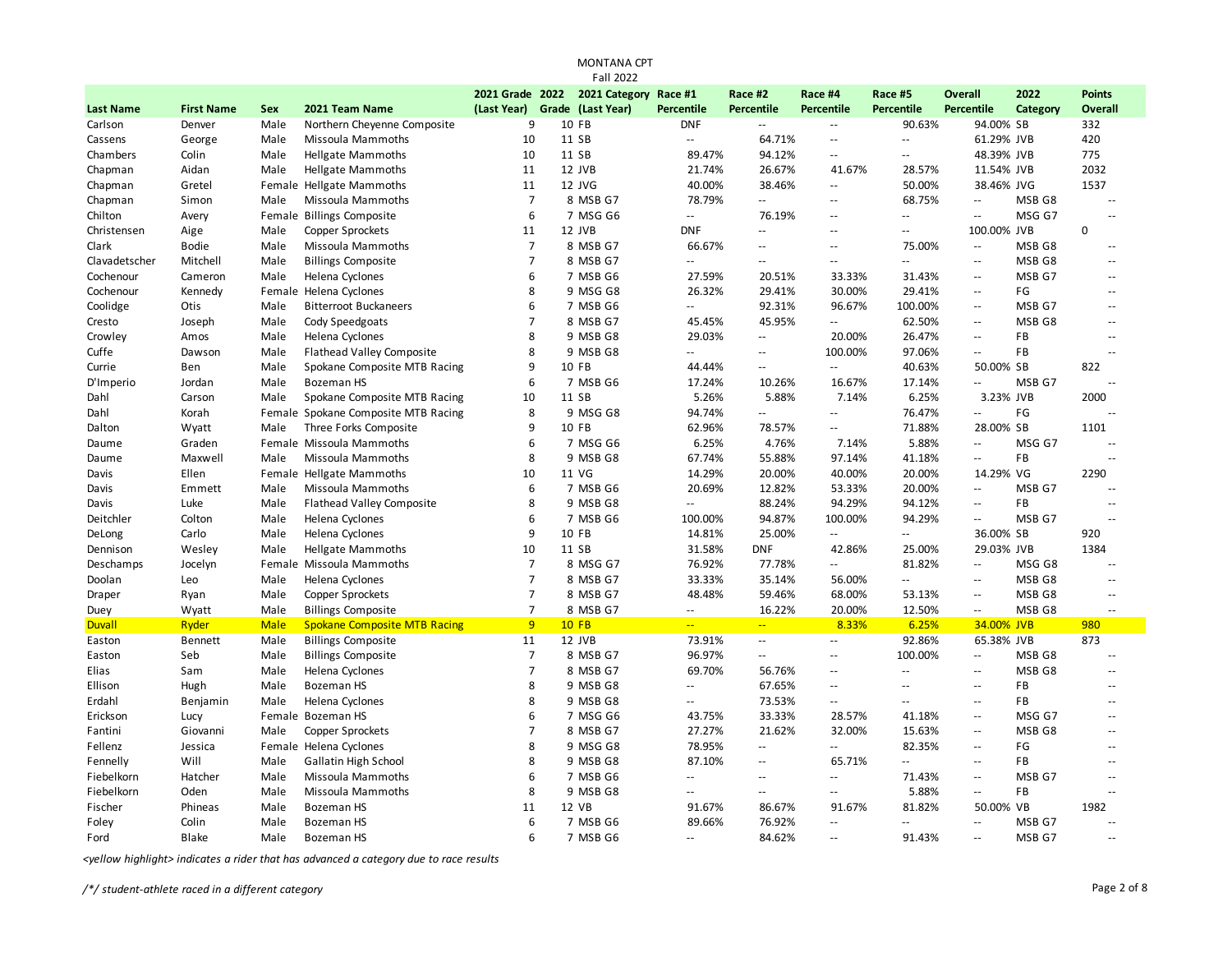MONTANA CPT
Fall 2022

| Last Name | First Name | Sex | 2021 Team Name | 2021 Grade (Last Year) | 2022 Grade | 2021 Category (Last Year) | Race #1 Percentile | Race #2 Percentile | Race #4 Percentile | Race #5 Percentile | Overall Percentile | 2022 Category | Points Overall |
|---|---|---|---|---|---|---|---|---|---|---|---|---|---|
| Carlson | Denver | Male | Northern Cheyenne Composite | 9 | 10 | FB | DNF | -- | -- | 90.63% | 94.00% | SB | 332 |
| Cassens | George | Male | Missoula Mammoths | 10 | 11 | SB | -- | 64.71% | -- | -- | 61.29% | JVB | 420 |
| Chambers | Colin | Male | Hellgate Mammoths | 10 | 11 | SB | 89.47% | 94.12% | -- | -- | 48.39% | JVB | 775 |
| Chapman | Aidan | Male | Hellgate Mammoths | 11 | 12 | JVB | 21.74% | 26.67% | 41.67% | 28.57% | 11.54% | JVB | 2032 |
| Chapman | Gretel | Female | Hellgate Mammoths | 11 | 12 | JVG | 40.00% | 38.46% | -- | 50.00% | 38.46% | JVG | 1537 |
| Chapman | Simon | Male | Missoula Mammoths | 7 | 8 | MSB G7 | 78.79% | -- | -- | 68.75% | -- | MSB G8 | -- |
| Chilton | Avery | Female | Billings Composite | 6 | 7 | MSG G6 | -- | 76.19% | -- | -- | -- | MSG G7 | -- |
| Christensen | Aige | Male | Copper Sprockets | 11 | 12 | JVB | DNF | -- | -- | -- | 100.00% | JVB | 0 |
| Clark | Bodie | Male | Missoula Mammoths | 7 | 8 | MSB G7 | 66.67% | -- | -- | 75.00% | -- | MSB G8 | -- |
| Clavadetscher | Mitchell | Male | Billings Composite | 7 | 8 | MSB G7 | -- | -- | -- | -- | -- | MSB G8 | -- |
| Cochenour | Cameron | Male | Helena Cyclones | 6 | 7 | MSB G6 | 27.59% | 20.51% | 33.33% | 31.43% | -- | MSB G7 | -- |
| Cochenour | Kennedy | Female | Helena Cyclones | 8 | 9 | MSG G8 | 26.32% | 29.41% | 30.00% | 29.41% | -- | FG | -- |
| Coolidge | Otis | Male | Bitterroot Buckaneers | 6 | 7 | MSB G6 | -- | 92.31% | 96.67% | 100.00% | -- | MSB G7 | -- |
| Cresto | Joseph | Male | Cody Speedgoats | 7 | 8 | MSB G7 | 45.45% | 45.95% | -- | 62.50% | -- | MSB G8 | -- |
| Crowley | Amos | Male | Helena Cyclones | 8 | 9 | MSB G8 | 29.03% | -- | 20.00% | 26.47% | -- | FB | -- |
| Cuffe | Dawson | Male | Flathead Valley Composite | 8 | 9 | MSB G8 | -- | -- | 100.00% | 97.06% | -- | FB | -- |
| Currie | Ben | Male | Spokane Composite MTB Racing | 9 | 10 | FB | 44.44% | -- | -- | 40.63% | 50.00% | SB | 822 |
| D'Imperio | Jordan | Male | Bozeman HS | 6 | 7 | MSB G6 | 17.24% | 10.26% | 16.67% | 17.14% | -- | MSB G7 | -- |
| Dahl | Carson | Male | Spokane Composite MTB Racing | 10 | 11 | SB | 5.26% | 5.88% | 7.14% | 6.25% | 3.23% | JVB | 2000 |
| Dahl | Korah | Female | Spokane Composite MTB Racing | 8 | 9 | MSG G8 | 94.74% | -- | -- | 76.47% | -- | FG | -- |
| Dalton | Wyatt | Male | Three Forks Composite | 9 | 10 | FB | 62.96% | 78.57% | -- | 71.88% | 28.00% | SB | 1101 |
| Daume | Graden | Female | Missoula Mammoths | 6 | 7 | MSG G6 | 6.25% | 4.76% | 7.14% | 5.88% | -- | MSG G7 | -- |
| Daume | Maxwell | Male | Missoula Mammoths | 8 | 9 | MSB G8 | 67.74% | 55.88% | 97.14% | 41.18% | -- | FB | -- |
| Davis | Ellen | Female | Hellgate Mammoths | 10 | 11 | VG | 14.29% | 20.00% | 40.00% | 20.00% | 14.29% | VG | 2290 |
| Davis | Emmett | Male | Missoula Mammoths | 6 | 7 | MSB G6 | 20.69% | 12.82% | 53.33% | 20.00% | -- | MSB G7 | -- |
| Davis | Luke | Male | Flathead Valley Composite | 8 | 9 | MSB G8 | -- | 88.24% | 94.29% | 94.12% | -- | FB | -- |
| Deitchler | Colton | Male | Helena Cyclones | 6 | 7 | MSB G6 | 100.00% | 94.87% | 100.00% | 94.29% | -- | MSB G7 | -- |
| DeLong | Carlo | Male | Helena Cyclones | 9 | 10 | FB | 14.81% | 25.00% | -- | -- | 36.00% | SB | 920 |
| Dennison | Wesley | Male | Hellgate Mammoths | 10 | 11 | SB | 31.58% | DNF | 42.86% | 25.00% | 29.03% | JVB | 1384 |
| Deschamps | Jocelyn | Female | Missoula Mammoths | 7 | 8 | MSG G7 | 76.92% | 77.78% | -- | 81.82% | -- | MSG G8 | -- |
| Doolan | Leo | Male | Helena Cyclones | 7 | 8 | MSB G7 | 33.33% | 35.14% | 56.00% | -- | -- | MSB G8 | -- |
| Draper | Ryan | Male | Copper Sprockets | 7 | 8 | MSB G7 | 48.48% | 59.46% | 68.00% | 53.13% | -- | MSB G8 | -- |
| Duey | Wyatt | Male | Billings Composite | 7 | 8 | MSB G7 | -- | 16.22% | 20.00% | 12.50% | -- | MSB G8 | -- |
| Duvall | Ryder | Male | Spokane Composite MTB Racing | 9 | 10 | FB | -- | -- | 8.33% | 6.25% | 34.00% | JVB | 980 |
| Easton | Bennett | Male | Billings Composite | 11 | 12 | JVB | 73.91% | -- | -- | 92.86% | 65.38% | JVB | 873 |
| Easton | Seb | Male | Billings Composite | 7 | 8 | MSB G7 | 96.97% | -- | -- | 100.00% | -- | MSB G8 | -- |
| Elias | Sam | Male | Helena Cyclones | 7 | 8 | MSB G7 | 69.70% | 56.76% | -- | -- | -- | MSB G8 | -- |
| Ellison | Hugh | Male | Bozeman HS | 8 | 9 | MSB G8 | -- | 67.65% | -- | -- | -- | FB | -- |
| Erdahl | Benjamin | Male | Helena Cyclones | 8 | 9 | MSB G8 | -- | 73.53% | -- | -- | -- | FB | -- |
| Erickson | Lucy | Female | Bozeman HS | 6 | 7 | MSG G6 | 43.75% | 33.33% | 28.57% | 41.18% | -- | MSG G7 | -- |
| Fantini | Giovanni | Male | Copper Sprockets | 7 | 8 | MSB G7 | 27.27% | 21.62% | 32.00% | 15.63% | -- | MSB G8 | -- |
| Fellenz | Jessica | Female | Helena Cyclones | 8 | 9 | MSG G8 | 78.95% | -- | -- | 82.35% | -- | FG | -- |
| Fennelly | Will | Male | Gallatin High School | 8 | 9 | MSB G8 | 87.10% | -- | 65.71% | -- | -- | FB | -- |
| Fiebelkorn | Hatcher | Male | Missoula Mammoths | 6 | 7 | MSB G6 | -- | -- | -- | 71.43% | -- | MSB G7 | -- |
| Fiebelkorn | Oden | Male | Missoula Mammoths | 8 | 9 | MSB G8 | -- | -- | -- | 5.88% | -- | FB | -- |
| Fischer | Phineas | Male | Bozeman HS | 11 | 12 | VB | 91.67% | 86.67% | 91.67% | 81.82% | 50.00% | VB | 1982 |
| Foley | Colin | Male | Bozeman HS | 6 | 7 | MSB G6 | 89.66% | 76.92% | -- | -- | -- | MSB G7 | -- |
| Ford | Blake | Male | Bozeman HS | 6 | 7 | MSB G6 | -- | 84.62% | -- | 91.43% | -- | MSB G7 | -- |

*<yellow highlight> indicates a rider that has advanced a category due to race results*

*/*/ student-athlete raced in a different category*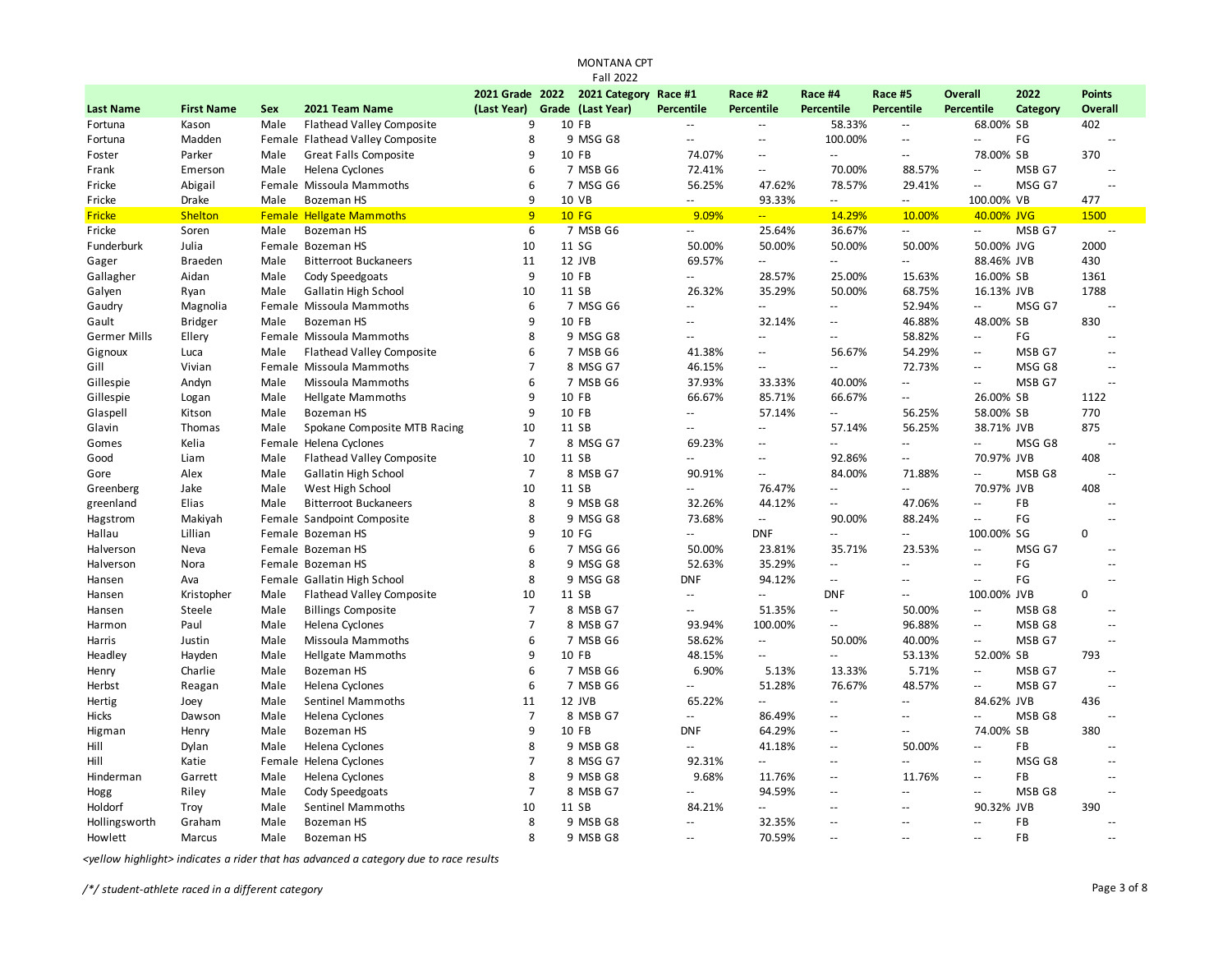MONTANA CPT

Fall 2022

| Last Name | First Name | Sex | 2021 Team Name | 2021 Grade (Last Year) | 2022 Grade | 2021 Category (Last Year) | Race #1 Percentile | Race #2 Percentile | Race #4 Percentile | Race #5 Percentile | Overall Percentile | 2022 Category | Points Overall |
|---|---|---|---|---|---|---|---|---|---|---|---|---|---|
| Fortuna | Kason | Male | Flathead Valley Composite | 9 | 10 | FB | -- | -- | 58.33% | -- | 68.00% | SB | 402 |
| Fortuna | Madden | Female | Flathead Valley Composite | 8 | 9 | MSG G8 | -- | -- | 100.00% | -- | -- | FG | -- |
| Foster | Parker | Male | Great Falls Composite | 9 | 10 | FB | 74.07% | -- | -- | -- | 78.00% | SB | 370 |
| Frank | Emerson | Male | Helena Cyclones | 6 | 7 | MSB G6 | 72.41% | -- | 70.00% | 88.57% | -- | MSB G7 | -- |
| Fricke | Abigail | Female | Missoula Mammoths | 6 | 7 | MSG G6 | 56.25% | 47.62% | 78.57% | 29.41% | -- | MSG G7 | -- |
| Fricke | Drake | Male | Bozeman HS | 9 | 10 | VB | -- | 93.33% | -- | -- | 100.00% | VB | 477 |
| Fricke | Shelton | Female | Hellgate Mammoths | 9 | 10 | FG | 9.09% | -- | 14.29% | 10.00% | 40.00% | JVG | 1500 |
| Fricke | Soren | Male | Bozeman HS | 6 | 7 | MSB G6 | -- | 25.64% | 36.67% | -- | -- | MSB G7 | -- |
| Funderburk | Julia | Female | Bozeman HS | 10 | 11 | SG | 50.00% | 50.00% | 50.00% | 50.00% | 50.00% | JVG | 2000 |
| Gager | Braeden | Male | Bitterroot Buckaneers | 11 | 12 | JVB | 69.57% | -- | -- | -- | 88.46% | JVB | 430 |
| Gallagher | Aidan | Male | Cody Speedgoats | 9 | 10 | FB | -- | 28.57% | 25.00% | 15.63% | 16.00% | SB | 1361 |
| Galyen | Ryan | Male | Gallatin High School | 10 | 11 | SB | 26.32% | 35.29% | 50.00% | 68.75% | 16.13% | JVB | 1788 |
| Gaudry | Magnolia | Female | Missoula Mammoths | 6 | 7 | MSG G6 | -- | -- | -- | 52.94% | -- | MSG G7 | -- |
| Gault | Bridger | Male | Bozeman HS | 9 | 10 | FB | -- | 32.14% | -- | 46.88% | 48.00% | SB | 830 |
| Germer Mills | Ellery | Female | Missoula Mammoths | 8 | 9 | MSG G8 | -- | -- | -- | 58.82% | -- | FG | -- |
| Gignoux | Luca | Male | Flathead Valley Composite | 6 | 7 | MSB G6 | 41.38% | -- | 56.67% | 54.29% | -- | MSB G7 | -- |
| Gill | Vivian | Female | Missoula Mammoths | 7 | 8 | MSG G7 | 46.15% | -- | -- | 72.73% | -- | MSG G8 | -- |
| Gillespie | Andyn | Male | Missoula Mammoths | 6 | 7 | MSB G6 | 37.93% | 33.33% | 40.00% | -- | -- | MSB G7 | -- |
| Gillespie | Logan | Male | Hellgate Mammoths | 9 | 10 | FB | 66.67% | 85.71% | 66.67% | -- | 26.00% | SB | 1122 |
| Glaspell | Kitson | Male | Bozeman HS | 9 | 10 | FB | -- | 57.14% | -- | 56.25% | 58.00% | SB | 770 |
| Glavin | Thomas | Male | Spokane Composite MTB Racing | 10 | 11 | SB | -- | -- | 57.14% | 56.25% | 38.71% | JVB | 875 |
| Gomes | Kelia | Female | Helena Cyclones | 7 | 8 | MSG G7 | 69.23% | -- | -- | -- | -- | MSG G8 | -- |
| Good | Liam | Male | Flathead Valley Composite | 10 | 11 | SB | -- | -- | 92.86% | -- | 70.97% | JVB | 408 |
| Gore | Alex | Male | Gallatin High School | 7 | 8 | MSB G7 | 90.91% | -- | 84.00% | 71.88% | -- | MSB G8 | -- |
| Greenberg | Jake | Male | West High School | 10 | 11 | SB | -- | 76.47% | -- | -- | 70.97% | JVB | 408 |
| greenland | Elias | Male | Bitterroot Buckaneers | 8 | 9 | MSB G8 | 32.26% | 44.12% | -- | 47.06% | -- | FB | -- |
| Hagstrom | Makiyah | Female | Sandpoint Composite | 8 | 9 | MSG G8 | 73.68% | -- | 90.00% | 88.24% | -- | FG | -- |
| Hallau | Lillian | Female | Bozeman HS | 9 | 10 | FG | -- | DNF | -- | -- | 100.00% | SG | 0 |
| Halverson | Neva | Female | Bozeman HS | 6 | 7 | MSG G6 | 50.00% | 23.81% | 35.71% | 23.53% | -- | MSG G7 | -- |
| Halverson | Nora | Female | Bozeman HS | 8 | 9 | MSG G8 | 52.63% | 35.29% | -- | -- | -- | FG | -- |
| Hansen | Ava | Female | Gallatin High School | 8 | 9 | MSG G8 | DNF | 94.12% | -- | -- | -- | FG | -- |
| Hansen | Kristopher | Male | Flathead Valley Composite | 10 | 11 | SB | -- | -- | DNF | -- | 100.00% | JVB | 0 |
| Hansen | Steele | Male | Billings Composite | 7 | 8 | MSB G7 | -- | 51.35% | -- | 50.00% | -- | MSB G8 | -- |
| Harmon | Paul | Male | Helena Cyclones | 7 | 8 | MSB G7 | 93.94% | 100.00% | -- | 96.88% | -- | MSB G8 | -- |
| Harris | Justin | Male | Missoula Mammoths | 6 | 7 | MSB G6 | 58.62% | -- | 50.00% | 40.00% | -- | MSB G7 | -- |
| Headley | Hayden | Male | Hellgate Mammoths | 9 | 10 | FB | 48.15% | -- | -- | 53.13% | 52.00% | SB | 793 |
| Henry | Charlie | Male | Bozeman HS | 6 | 7 | MSB G6 | 6.90% | 5.13% | 13.33% | 5.71% | -- | MSB G7 | -- |
| Herbst | Reagan | Male | Helena Cyclones | 6 | 7 | MSB G6 | -- | 51.28% | 76.67% | 48.57% | -- | MSB G7 | -- |
| Hertig | Joey | Male | Sentinel Mammoths | 11 | 12 | JVB | 65.22% | -- | -- | -- | 84.62% | JVB | 436 |
| Hicks | Dawson | Male | Helena Cyclones | 7 | 8 | MSB G7 | -- | 86.49% | -- | -- | -- | MSB G8 | -- |
| Higman | Henry | Male | Bozeman HS | 9 | 10 | FB | DNF | 64.29% | -- | -- | 74.00% | SB | 380 |
| Hill | Dylan | Male | Helena Cyclones | 8 | 9 | MSB G8 | -- | 41.18% | -- | 50.00% | -- | FB | -- |
| Hill | Katie | Female | Helena Cyclones | 7 | 8 | MSG G7 | 92.31% | -- | -- | -- | -- | MSG G8 | -- |
| Hinderman | Garrett | Male | Helena Cyclones | 8 | 9 | MSB G8 | 9.68% | 11.76% | -- | 11.76% | -- | FB | -- |
| Hogg | Riley | Male | Cody Speedgoats | 7 | 8 | MSB G7 | -- | 94.59% | -- | -- | -- | MSB G8 | -- |
| Holdorf | Troy | Male | Sentinel Mammoths | 10 | 11 | SB | 84.21% | -- | -- | -- | 90.32% | JVB | 390 |
| Hollingsworth | Graham | Male | Bozeman HS | 8 | 9 | MSB G8 | -- | 32.35% | -- | -- | -- | FB | -- |
| Howlett | Marcus | Male | Bozeman HS | 8 | 9 | MSB G8 | -- | 70.59% | -- | -- | -- | FB | -- |

*<yellow highlight> indicates a rider that has advanced a category due to race results*

*/*/ student-athlete raced in a different category*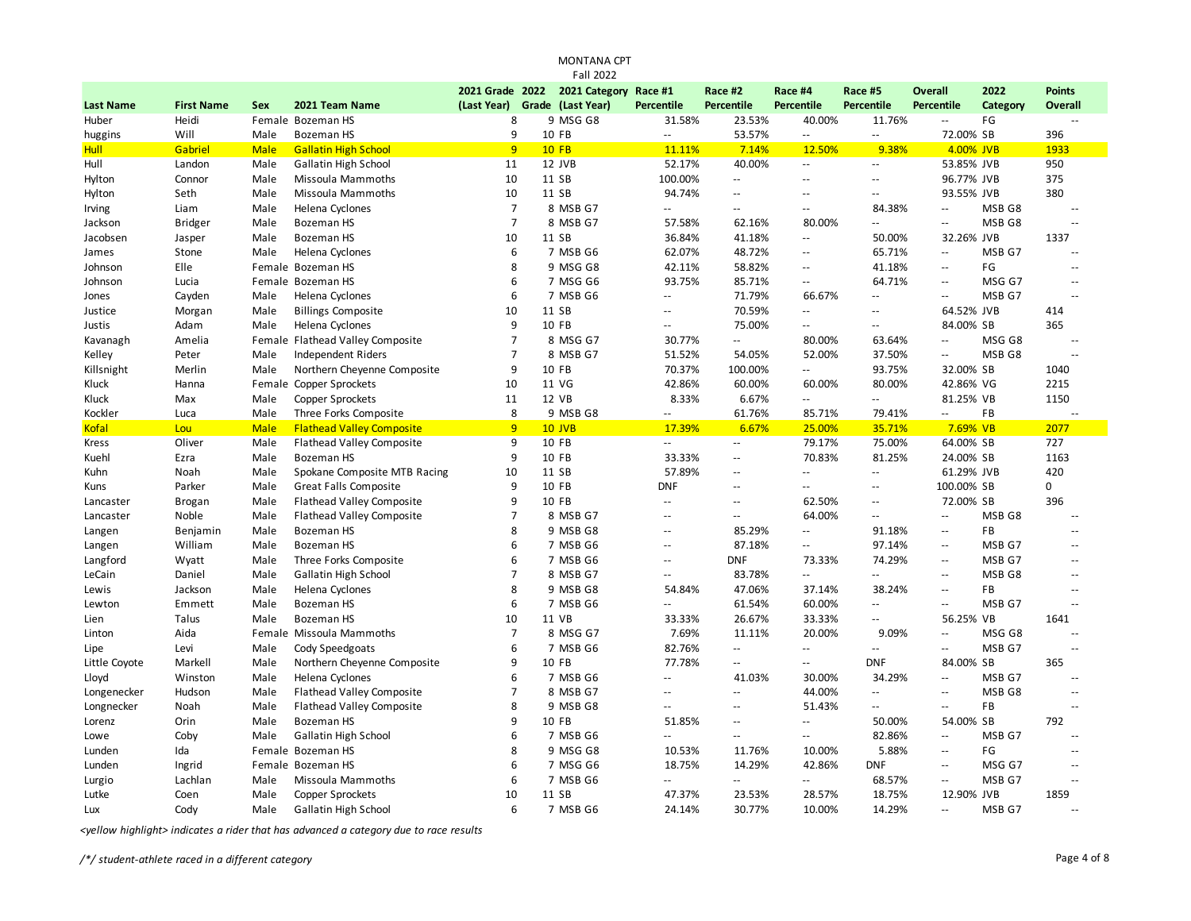MONTANA CPT

Fall 2022

| Last Name | First Name | Sex | 2021 Team Name | 2021 Grade (Last Year) | 2022 Grade | 2021 Category (Last Year) | Race #1 Percentile | Race #2 Percentile | Race #4 Percentile | Race #5 Percentile | Overall Percentile | 2022 Category | Points Overall |
|---|---|---|---|---|---|---|---|---|---|---|---|---|---|
| Huber | Heidi | Female | Bozeman HS | 8 | 9 | MSG G8 | 31.58% | 23.53% | 40.00% | 11.76% | -- | FG | -- |
| huggins | Will | Male | Bozeman HS | 9 | 10 | FB | -- | 53.57% | -- | -- | 72.00% | SB | 396 |
| Hull | Gabriel | Male | Gallatin High School | 9 | 10 | FB | 11.11% | 7.14% | 12.50% | 9.38% | 4.00% | JVB | 1933 |
| Hull | Landon | Male | Gallatin High School | 11 | 12 | JVB | 52.17% | 40.00% | -- | -- | 53.85% | JVB | 950 |
| Hylton | Connor | Male | Missoula Mammoths | 10 | 11 | SB | 100.00% | -- | -- | -- | 96.77% | JVB | 375 |
| Hylton | Seth | Male | Missoula Mammoths | 10 | 11 | SB | 94.74% | -- | -- | -- | 93.55% | JVB | 380 |
| Irving | Liam | Male | Helena Cyclones | 7 | 8 | MSB G7 | -- | -- | -- | 84.38% | -- | MSB G8 | -- |
| Jackson | Bridger | Male | Bozeman HS | 7 | 8 | MSB G7 | 57.58% | 62.16% | 80.00% | -- | -- | MSB G8 | -- |
| Jacobsen | Jasper | Male | Bozeman HS | 10 | 11 | SB | 36.84% | 41.18% | -- | 50.00% | 32.26% | JVB | 1337 |
| James | Stone | Male | Helena Cyclones | 6 | 7 | MSB G6 | 62.07% | 48.72% | -- | 65.71% | -- | MSB G7 | -- |
| Johnson | Elle | Female | Bozeman HS | 8 | 9 | MSG G8 | 42.11% | 58.82% | -- | 41.18% | -- | FG | -- |
| Johnson | Lucia | Female | Bozeman HS | 6 | 7 | MSG G6 | 93.75% | 85.71% | -- | 64.71% | -- | MSG G7 | -- |
| Jones | Cayden | Male | Helena Cyclones | 6 | 7 | MSB G6 | -- | 71.79% | 66.67% | -- | -- | MSB G7 | -- |
| Justice | Morgan | Male | Billings Composite | 10 | 11 | SB | -- | 70.59% | -- | -- | 64.52% | JVB | 414 |
| Justis | Adam | Male | Helena Cyclones | 9 | 10 | FB | -- | 75.00% | -- | -- | 84.00% | SB | 365 |
| Kavanagh | Amelia | Female | Flathead Valley Composite | 7 | 8 | MSG G7 | 30.77% | -- | 80.00% | 63.64% | -- | MSG G8 | -- |
| Kelley | Peter | Male | Independent Riders | 7 | 8 | MSB G7 | 51.52% | 54.05% | 52.00% | 37.50% | -- | MSB G8 | -- |
| Killsnight | Merlin | Male | Northern Cheyenne Composite | 9 | 10 | FB | 70.37% | 100.00% | -- | 93.75% | 32.00% | SB | 1040 |
| Kluck | Hanna | Female | Copper Sprockets | 10 | 11 | VG | 42.86% | 60.00% | 60.00% | 80.00% | 42.86% | VG | 2215 |
| Kluck | Max | Male | Copper Sprockets | 11 | 12 | VB | 8.33% | 6.67% | -- | -- | 81.25% | VB | 1150 |
| Kockler | Luca | Male | Three Forks Composite | 8 | 9 | MSB G8 | -- | 61.76% | 85.71% | 79.41% | -- | FB | -- |
| Kofal | Lou | Male | Flathead Valley Composite | 9 | 10 | JVB | 17.39% | 6.67% | 25.00% | 35.71% | 7.69% | VB | 2077 |
| Kress | Oliver | Male | Flathead Valley Composite | 9 | 10 | FB | -- | -- | 79.17% | 75.00% | 64.00% | SB | 727 |
| Kuehl | Ezra | Male | Bozeman HS | 9 | 10 | FB | 33.33% | -- | 70.83% | 81.25% | 24.00% | SB | 1163 |
| Kuhn | Noah | Male | Spokane Composite MTB Racing | 10 | 11 | SB | 57.89% | -- | -- | -- | 61.29% | JVB | 420 |
| Kuns | Parker | Male | Great Falls Composite | 9 | 10 | FB | DNF | -- | -- | -- | 100.00% | SB | 0 |
| Lancaster | Brogan | Male | Flathead Valley Composite | 9 | 10 | FB | -- | -- | 62.50% | -- | 72.00% | SB | 396 |
| Lancaster | Noble | Male | Flathead Valley Composite | 7 | 8 | MSB G7 | -- | -- | 64.00% | -- | -- | MSB G8 | -- |
| Langen | Benjamin | Male | Bozeman HS | 8 | 9 | MSB G8 | -- | 85.29% | -- | 91.18% | -- | FB | -- |
| Langen | William | Male | Bozeman HS | 6 | 7 | MSB G6 | -- | 87.18% | -- | 97.14% | -- | MSB G7 | -- |
| Langford | Wyatt | Male | Three Forks Composite | 6 | 7 | MSB G6 | -- | DNF | 73.33% | 74.29% | -- | MSB G7 | -- |
| LeCain | Daniel | Male | Gallatin High School | 7 | 8 | MSB G7 | -- | 83.78% | -- | -- | -- | MSB G8 | -- |
| Lewis | Jackson | Male | Helena Cyclones | 8 | 9 | MSB G8 | 54.84% | 47.06% | 37.14% | 38.24% | -- | FB | -- |
| Lewton | Emmett | Male | Bozeman HS | 6 | 7 | MSB G6 | -- | 61.54% | 60.00% | -- | -- | MSB G7 | -- |
| Lien | Talus | Male | Bozeman HS | 10 | 11 | VB | 33.33% | 26.67% | 33.33% | -- | 56.25% | VB | 1641 |
| Linton | Aida | Female | Missoula Mammoths | 7 | 8 | MSG G7 | 7.69% | 11.11% | 20.00% | 9.09% | -- | MSG G8 | -- |
| Lipe | Levi | Male | Cody Speedgoats | 6 | 7 | MSB G6 | 82.76% | -- | -- | -- | -- | MSB G7 | -- |
| Little Coyote | Markell | Male | Northern Cheyenne Composite | 9 | 10 | FB | 77.78% | -- | -- | DNF | 84.00% | SB | 365 |
| Lloyd | Winston | Male | Helena Cyclones | 6 | 7 | MSB G6 | -- | 41.03% | 30.00% | 34.29% | -- | MSB G7 | -- |
| Longenecker | Hudson | Male | Flathead Valley Composite | 7 | 8 | MSB G7 | -- | -- | 44.00% | -- | -- | MSB G8 | -- |
| Longnecker | Noah | Male | Flathead Valley Composite | 8 | 9 | MSB G8 | -- | -- | 51.43% | -- | -- | FB | -- |
| Lorenz | Orin | Male | Bozeman HS | 9 | 10 | FB | 51.85% | -- | -- | 50.00% | 54.00% | SB | 792 |
| Lowe | Coby | Male | Gallatin High School | 6 | 7 | MSB G6 | -- | -- | -- | 82.86% | -- | MSB G7 | -- |
| Lunden | Ida | Female | Bozeman HS | 8 | 9 | MSG G8 | 10.53% | 11.76% | 10.00% | 5.88% | -- | FG | -- |
| Lunden | Ingrid | Female | Bozeman HS | 6 | 7 | MSG G6 | 18.75% | 14.29% | 42.86% | DNF | -- | MSG G7 | -- |
| Lurgio | Lachlan | Male | Missoula Mammoths | 6 | 7 | MSB G6 | -- | -- | -- | 68.57% | -- | MSB G7 | -- |
| Lutke | Coen | Male | Copper Sprockets | 10 | 11 | SB | 47.37% | 23.53% | 28.57% | 18.75% | 12.90% | JVB | 1859 |
| Lux | Cody | Male | Gallatin High School | 6 | 7 | MSB G6 | 24.14% | 30.77% | 10.00% | 14.29% | -- | MSB G7 | -- |

*<yellow highlight> indicates a rider that has advanced a category due to race results*

*/*/ student-athlete raced in a different category*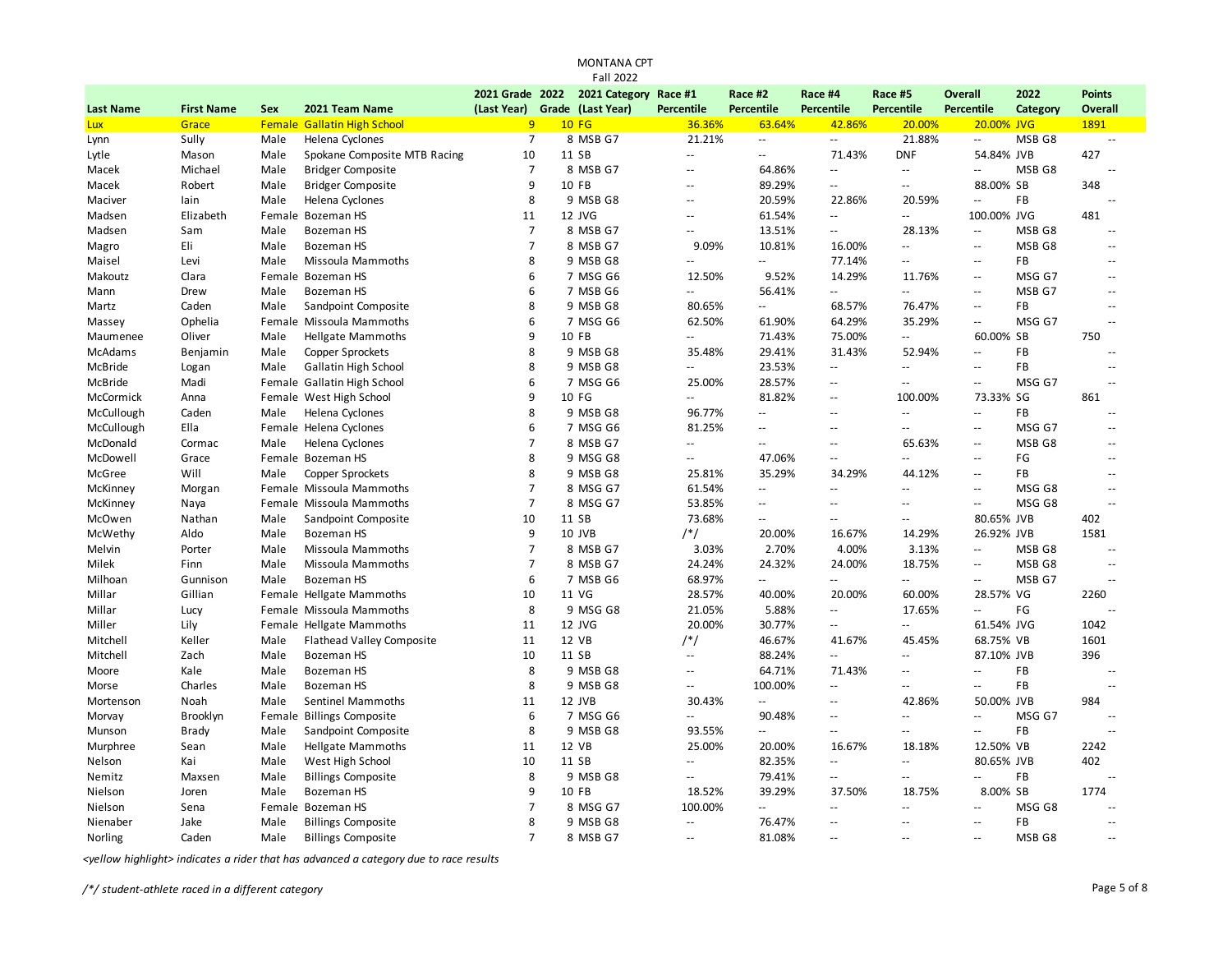# MONTANA CPT

## Fall 2022

| Last Name | First Name | Sex | 2021 Team Name | 2021 Grade (Last Year) | 2022 Grade | 2021 Category (Last Year) | Race #1 Percentile | Race #2 Percentile | Race #4 Percentile | Race #5 Percentile | Overall Percentile | 2022 Category | Points Overall |
|---|---|---|---|---|---|---|---|---|---|---|---|---|---|
| Lux | Grace | Female | Gallatin High School | 9 | 10 | FG | 36.36% | 63.64% | 42.86% | 20.00% | 20.00% | JVG | 1891 |
| Lynn | Sully | Male | Helena Cyclones | 7 | 8 | MSB G7 | 21.21% | -- | -- | 21.88% | -- | MSB G8 | -- |
| Lytle | Mason | Male | Spokane Composite MTB Racing | 10 | 11 | SB | -- | -- | 71.43% | DNF | 54.84% | JVB | 427 |
| Macek | Michael | Male | Bridger Composite | 7 | 8 | MSB G7 | -- | 64.86% | -- | -- | -- | MSB G8 | -- |
| Macek | Robert | Male | Bridger Composite | 9 | 10 | FB | -- | 89.29% | -- | -- | 88.00% | SB | 348 |
| Maciver | Iain | Male | Helena Cyclones | 8 | 9 | MSB G8 | -- | 20.59% | 22.86% | 20.59% | -- | FB | -- |
| Madsen | Elizabeth | Female | Bozeman HS | 11 | 12 | JVG | -- | 61.54% | -- | -- | 100.00% | JVG | 481 |
| Madsen | Sam | Male | Bozeman HS | 7 | 8 | MSB G7 | -- | 13.51% | -- | 28.13% | -- | MSB G8 | -- |
| Magro | Eli | Male | Bozeman HS | 7 | 8 | MSB G7 | 9.09% | 10.81% | 16.00% | -- | -- | MSB G8 | -- |
| Maisel | Levi | Male | Missoula Mammoths | 8 | 9 | MSB G8 | -- | -- | 77.14% | -- | -- | FB | -- |
| Makoutz | Clara | Female | Bozeman HS | 6 | 7 | MSG G6 | 12.50% | 9.52% | 14.29% | 11.76% | -- | MSG G7 | -- |
| Mann | Drew | Male | Bozeman HS | 6 | 7 | MSB G6 | -- | 56.41% | -- | -- | -- | MSB G7 | -- |
| Martz | Caden | Male | Sandpoint Composite | 8 | 9 | MSB G8 | 80.65% | -- | 68.57% | 76.47% | -- | FB | -- |
| Massey | Ophelia | Female | Missoula Mammoths | 6 | 7 | MSG G6 | 62.50% | 61.90% | 64.29% | 35.29% | -- | MSG G7 | -- |
| Maumenee | Oliver | Male | Hellgate Mammoths | 9 | 10 | FB | -- | 71.43% | 75.00% | -- | 60.00% | SB | 750 |
| McAdams | Benjamin | Male | Copper Sprockets | 8 | 9 | MSB G8 | 35.48% | 29.41% | 31.43% | 52.94% | -- | FB | -- |
| McBride | Logan | Male | Gallatin High School | 8 | 9 | MSB G8 | -- | 23.53% | -- | -- | -- | FB | -- |
| McBride | Madi | Female | Gallatin High School | 6 | 7 | MSG G6 | 25.00% | 28.57% | -- | -- | -- | MSG G7 | -- |
| McCormick | Anna | Female | West High School | 9 | 10 | FG | -- | 81.82% | -- | 100.00% | 73.33% | SG | 861 |
| McCullough | Caden | Male | Helena Cyclones | 8 | 9 | MSB G8 | 96.77% | -- | -- | -- | -- | FB | -- |
| McCullough | Ella | Female | Helena Cyclones | 6 | 7 | MSG G6 | 81.25% | -- | -- | -- | -- | MSG G7 | -- |
| McDonald | Cormac | Male | Helena Cyclones | 7 | 8 | MSB G7 | -- | -- | -- | 65.63% | -- | MSB G8 | -- |
| McDowell | Grace | Female | Bozeman HS | 8 | 9 | MSG G8 | -- | 47.06% | -- | -- | -- | FG | -- |
| McGree | Will | Male | Copper Sprockets | 8 | 9 | MSB G8 | 25.81% | 35.29% | 34.29% | 44.12% | -- | FB | -- |
| McKinney | Morgan | Female | Missoula Mammoths | 7 | 8 | MSG G7 | 61.54% | -- | -- | -- | -- | MSG G8 | -- |
| McKinney | Naya | Female | Missoula Mammoths | 7 | 8 | MSG G7 | 53.85% | -- | -- | -- | -- | MSG G8 | -- |
| McOwen | Nathan | Male | Sandpoint Composite | 10 | 11 | SB | 73.68% | -- | -- | -- | 80.65% | JVB | 402 |
| McWethy | Aldo | Male | Bozeman HS | 9 | 10 | JVB | /*/ | 20.00% | 16.67% | 14.29% | 26.92% | JVB | 1581 |
| Melvin | Porter | Male | Missoula Mammoths | 7 | 8 | MSB G7 | 3.03% | 2.70% | 4.00% | 3.13% | -- | MSB G8 | -- |
| Milek | Finn | Male | Missoula Mammoths | 7 | 8 | MSB G7 | 24.24% | 24.32% | 24.00% | 18.75% | -- | MSB G8 | -- |
| Milhoan | Gunnison | Male | Bozeman HS | 6 | 7 | MSB G6 | 68.97% | -- | -- | -- | -- | MSB G7 | -- |
| Millar | Gillian | Female | Hellgate Mammoths | 10 | 11 | VG | 28.57% | 40.00% | 20.00% | 60.00% | 28.57% | VG | 2260 |
| Millar | Lucy | Female | Missoula Mammoths | 8 | 9 | MSG G8 | 21.05% | 5.88% | -- | 17.65% | -- | FG | -- |
| Miller | Lily | Female | Hellgate Mammoths | 11 | 12 | JVG | 20.00% | 30.77% | -- | -- | 61.54% | JVG | 1042 |
| Mitchell | Keller | Male | Flathead Valley Composite | 11 | 12 | VB | /*/ | 46.67% | 41.67% | 45.45% | 68.75% | VB | 1601 |
| Mitchell | Zach | Male | Bozeman HS | 10 | 11 | SB | -- | 88.24% | -- | -- | 87.10% | JVB | 396 |
| Moore | Kale | Male | Bozeman HS | 8 | 9 | MSB G8 | -- | 64.71% | 71.43% | -- | -- | FB | -- |
| Morse | Charles | Male | Bozeman HS | 8 | 9 | MSB G8 | -- | 100.00% | -- | -- | -- | FB | -- |
| Mortenson | Noah | Male | Sentinel Mammoths | 11 | 12 | JVB | 30.43% | -- | -- | 42.86% | 50.00% | JVB | 984 |
| Morvay | Brooklyn | Female | Billings Composite | 6 | 7 | MSG G6 | -- | 90.48% | -- | -- | -- | MSG G7 | -- |
| Munson | Brady | Male | Sandpoint Composite | 8 | 9 | MSB G8 | 93.55% | -- | -- | -- | -- | FB | -- |
| Murphree | Sean | Male | Hellgate Mammoths | 11 | 12 | VB | 25.00% | 20.00% | 16.67% | 18.18% | 12.50% | VB | 2242 |
| Nelson | Kai | Male | West High School | 10 | 11 | SB | -- | 82.35% | -- | -- | 80.65% | JVB | 402 |
| Nemitz | Maxsen | Male | Billings Composite | 8 | 9 | MSB G8 | -- | 79.41% | -- | -- | -- | FB | -- |
| Nielson | Joren | Male | Bozeman HS | 9 | 10 | FB | 18.52% | 39.29% | 37.50% | 18.75% | 8.00% | SB | 1774 |
| Nielson | Sena | Female | Bozeman HS | 7 | 8 | MSG G7 | 100.00% | -- | -- | -- | -- | MSG G8 | -- |
| Nienaber | Jake | Male | Billings Composite | 8 | 9 | MSB G8 | -- | 76.47% | -- | -- | -- | FB | -- |
| Norling | Caden | Male | Billings Composite | 7 | 8 | MSB G7 | -- | 81.08% | -- | -- | -- | MSB G8 | -- |

*<yellow highlight> indicates a rider that has advanced a category due to race results*

*/*/ student-athlete raced in a different category*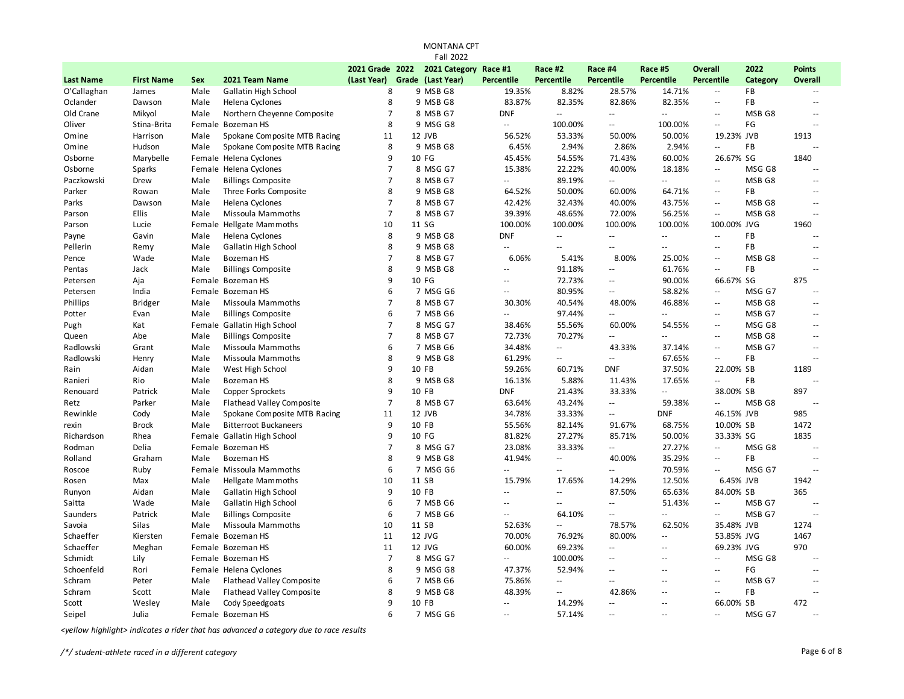MONTANA CPT
Fall 2022

| Last Name | First Name | Sex | 2021 Team Name | 2021 Grade (Last Year) | 2022 Grade | 2021 Category (Last Year) | Race #1 Percentile | Race #2 Percentile | Race #4 Percentile | Race #5 Percentile | Overall Percentile | 2022 Category | Points Overall |
|---|---|---|---|---|---|---|---|---|---|---|---|---|---|
| O'Callaghan | James | Male | Gallatin High School | 8 | 9 | MSB G8 | 19.35% | 8.82% | 28.57% | 14.71% | -- | FB | -- |
| Oclander | Dawson | Male | Helena Cyclones | 8 | 9 | MSB G8 | 83.87% | 82.35% | 82.86% | 82.35% | -- | FB | -- |
| Old Crane | Mikyol | Male | Northern Cheyenne Composite | 7 | 8 | MSB G7 | DNF | -- | -- | -- | -- | MSB G8 | -- |
| Oliver | Stina-Brita | Female | Bozeman HS | 8 | 9 | MSG G8 | -- | 100.00% | -- | 100.00% | -- | FG | -- |
| Omine | Harrison | Male | Spokane Composite MTB Racing | 11 | 12 | JVB | 56.52% | 53.33% | 50.00% | 50.00% | 19.23% | JVB | 1913 |
| Omine | Hudson | Male | Spokane Composite MTB Racing | 8 | 9 | MSB G8 | 6.45% | 2.94% | 2.86% | 2.94% | -- | FB | -- |
| Osborne | Marybelle | Female | Helena Cyclones | 9 | 10 | FG | 45.45% | 54.55% | 71.43% | 60.00% | 26.67% | SG | 1840 |
| Osborne | Sparks | Female | Helena Cyclones | 7 | 8 | MSG G7 | 15.38% | 22.22% | 40.00% | 18.18% | -- | MSG G8 | -- |
| Paczkowski | Drew | Male | Billings Composite | 7 | 8 | MSB G7 | -- | 89.19% | -- | -- | -- | MSB G8 | -- |
| Parker | Rowan | Male | Three Forks Composite | 8 | 9 | MSB G8 | 64.52% | 50.00% | 60.00% | 64.71% | -- | FB | -- |
| Parks | Dawson | Male | Helena Cyclones | 7 | 8 | MSB G7 | 42.42% | 32.43% | 40.00% | 43.75% | -- | MSB G8 | -- |
| Parson | Ellis | Male | Missoula Mammoths | 7 | 8 | MSB G7 | 39.39% | 48.65% | 72.00% | 56.25% | -- | MSB G8 | -- |
| Parson | Lucie | Female | Hellgate Mammoths | 10 | 11 | SG | 100.00% | 100.00% | 100.00% | 100.00% | 100.00% | JVG | 1960 |
| Payne | Gavin | Male | Helena Cyclones | 8 | 9 | MSB G8 | DNF | -- | -- | -- | -- | FB | -- |
| Pellerin | Remy | Male | Gallatin High School | 8 | 9 | MSB G8 | -- | -- | -- | -- | -- | FB | -- |
| Pence | Wade | Male | Bozeman HS | 7 | 8 | MSB G7 | 6.06% | 5.41% | 8.00% | 25.00% | -- | MSB G8 | -- |
| Pentas | Jack | Male | Billings Composite | 8 | 9 | MSB G8 | -- | 91.18% | -- | 61.76% | -- | FB | -- |
| Petersen | Aja | Female | Bozeman HS | 9 | 10 | FG | -- | 72.73% | -- | 90.00% | 66.67% | SG | 875 |
| Petersen | India | Female | Bozeman HS | 6 | 7 | MSG G6 | -- | 80.95% | -- | 58.82% | -- | MSG G7 | -- |
| Phillips | Bridger | Male | Missoula Mammoths | 7 | 8 | MSB G7 | 30.30% | 40.54% | 48.00% | 46.88% | -- | MSB G8 | -- |
| Potter | Evan | Male | Billings Composite | 6 | 7 | MSB G6 | -- | 97.44% | -- | -- | -- | MSB G7 | -- |
| Pugh | Kat | Female | Gallatin High School | 7 | 8 | MSG G7 | 38.46% | 55.56% | 60.00% | 54.55% | -- | MSG G8 | -- |
| Queen | Abe | Male | Billings Composite | 7 | 8 | MSB G7 | 72.73% | 70.27% | -- | -- | -- | MSB G8 | -- |
| Radlowski | Grant | Male | Missoula Mammoths | 6 | 7 | MSB G6 | 34.48% | -- | 43.33% | 37.14% | -- | MSB G7 | -- |
| Radlowski | Henry | Male | Missoula Mammoths | 8 | 9 | MSB G8 | 61.29% | -- | -- | 67.65% | -- | FB | -- |
| Rain | Aidan | Male | West High School | 9 | 10 | FB | 59.26% | 60.71% | DNF | 37.50% | 22.00% | SB | 1189 |
| Ranieri | Rio | Male | Bozeman HS | 8 | 9 | MSB G8 | 16.13% | 5.88% | 11.43% | 17.65% | -- | FB | -- |
| Renouard | Patrick | Male | Copper Sprockets | 9 | 10 | FB | DNF | 21.43% | 33.33% | -- | 38.00% | SB | 897 |
| Retz | Parker | Male | Flathead Valley Composite | 7 | 8 | MSB G7 | 63.64% | 43.24% | -- | 59.38% | -- | MSB G8 | -- |
| Rewinkle | Cody | Male | Spokane Composite MTB Racing | 11 | 12 | JVB | 34.78% | 33.33% | -- | DNF | 46.15% | JVB | 985 |
| rexin | Brock | Male | Bitterroot Buckaneers | 9 | 10 | FB | 55.56% | 82.14% | 91.67% | 68.75% | 10.00% | SB | 1472 |
| Richardson | Rhea | Female | Gallatin High School | 9 | 10 | FG | 81.82% | 27.27% | 85.71% | 50.00% | 33.33% | SG | 1835 |
| Rodman | Delia | Female | Bozeman HS | 7 | 8 | MSG G7 | 23.08% | 33.33% | -- | 27.27% | -- | MSG G8 | -- |
| Rolland | Graham | Male | Bozeman HS | 8 | 9 | MSB G8 | 41.94% | -- | 40.00% | 35.29% | -- | FB | -- |
| Roscoe | Ruby | Female | Missoula Mammoths | 6 | 7 | MSG G6 | -- | -- | -- | 70.59% | -- | MSG G7 | -- |
| Rosen | Max | Male | Hellgate Mammoths | 10 | 11 | SB | 15.79% | 17.65% | 14.29% | 12.50% | 6.45% | JVB | 1942 |
| Runyon | Aidan | Male | Gallatin High School | 9 | 10 | FB | -- | -- | 87.50% | 65.63% | 84.00% | SB | 365 |
| Saitta | Wade | Male | Gallatin High School | 6 | 7 | MSB G6 | -- | -- | -- | 51.43% | -- | MSB G7 | -- |
| Saunders | Patrick | Male | Billings Composite | 6 | 7 | MSB G6 | -- | 64.10% | -- | -- | -- | MSB G7 | -- |
| Savoia | Silas | Male | Missoula Mammoths | 10 | 11 | SB | 52.63% | -- | 78.57% | 62.50% | 35.48% | JVB | 1274 |
| Schaeffer | Kiersten | Female | Bozeman HS | 11 | 12 | JVG | 70.00% | 76.92% | 80.00% | -- | 53.85% | JVG | 1467 |
| Schaeffer | Meghan | Female | Bozeman HS | 11 | 12 | JVG | 60.00% | 69.23% | -- | -- | 69.23% | JVG | 970 |
| Schmidt | Lily | Female | Bozeman HS | 7 | 8 | MSG G7 | -- | 100.00% | -- | -- | -- | MSG G8 | -- |
| Schoenfeld | Rori | Female | Helena Cyclones | 8 | 9 | MSG G8 | 47.37% | 52.94% | -- | -- | -- | FG | -- |
| Schram | Peter | Male | Flathead Valley Composite | 6 | 7 | MSB G6 | 75.86% | -- | -- | -- | -- | MSB G7 | -- |
| Schram | Scott | Male | Flathead Valley Composite | 8 | 9 | MSB G8 | 48.39% | -- | 42.86% | -- | -- | FB | -- |
| Scott | Wesley | Male | Cody Speedgoats | 9 | 10 | FB | -- | 14.29% | -- | -- | 66.00% | SB | 472 |
| Seipel | Julia | Female | Bozeman HS | 6 | 7 | MSG G6 | -- | 57.14% | -- | -- | -- | MSG G7 | -- |

*<yellow highlight> indicates a rider that has advanced a category due to race results*

*/*/ student-athlete raced in a different category*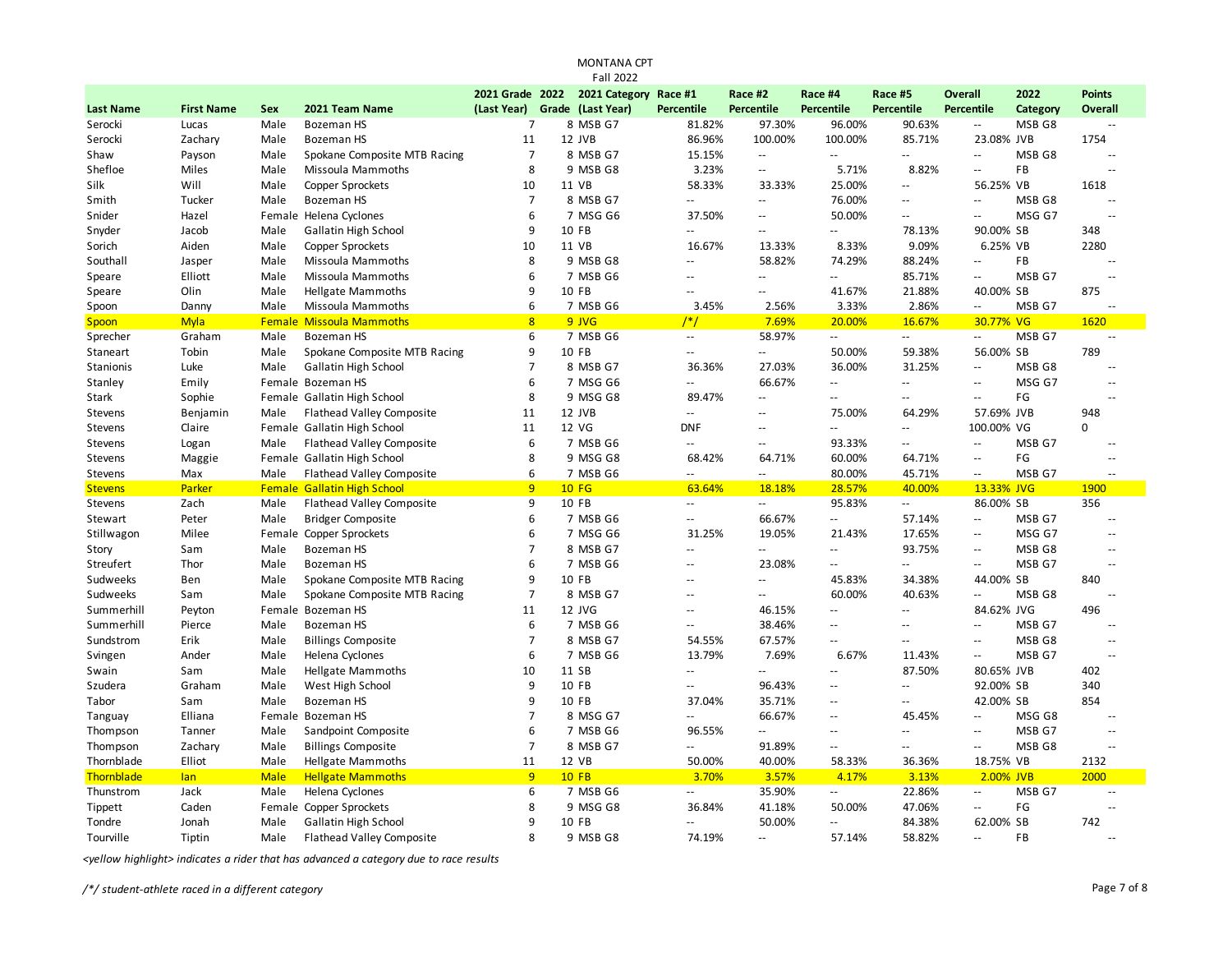MONTANA CPT
Fall 2022

| Last Name | First Name | Sex | 2021 Team Name | 2021 Grade (Last Year) | 2022 Grade | 2021 Category (Last Year) | Race #1 Percentile | Race #2 Percentile | Race #4 Percentile | Race #5 Percentile | Overall Percentile | 2022 Category | Points Overall |
|---|---|---|---|---|---|---|---|---|---|---|---|---|---|
| Serocki | Lucas | Male | Bozeman HS | 7 | 8 | MSB G7 | 81.82% | 97.30% | 96.00% | 90.63% | -- | MSB G8 | -- |
| Serocki | Zachary | Male | Bozeman HS | 11 | 12 | JVB | 86.96% | 100.00% | 100.00% | 85.71% | 23.08% | JVB | 1754 |
| Shaw | Payson | Male | Spokane Composite MTB Racing | 7 | 8 | MSB G7 | 15.15% | -- | -- | -- | -- | MSB G8 | -- |
| Shefloe | Miles | Male | Missoula Mammoths | 8 | 9 | MSB G8 | 3.23% | -- | 5.71% | 8.82% | -- | FB | -- |
| Silk | Will | Male | Copper Sprockets | 10 | 11 | VB | 58.33% | 33.33% | 25.00% | -- | 56.25% | VB | 1618 |
| Smith | Tucker | Male | Bozeman HS | 7 | 8 | MSB G7 | -- | -- | 76.00% | -- | -- | MSB G8 | -- |
| Snider | Hazel | Female | Helena Cyclones | 6 | 7 | MSG G6 | 37.50% | -- | 50.00% | -- | -- | MSG G7 | -- |
| Snyder | Jacob | Male | Gallatin High School | 9 | 10 | FB | -- | -- | -- | 78.13% | 90.00% | SB | 348 |
| Sorich | Aiden | Male | Copper Sprockets | 10 | 11 | VB | 16.67% | 13.33% | 8.33% | 9.09% | 6.25% | VB | 2280 |
| Southall | Jasper | Male | Missoula Mammoths | 8 | 9 | MSB G8 | -- | 58.82% | 74.29% | 88.24% | -- | FB | -- |
| Speare | Elliott | Male | Missoula Mammoths | 6 | 7 | MSB G6 | -- | -- | -- | 85.71% | -- | MSB G7 | -- |
| Speare | Olin | Male | Hellgate Mammoths | 9 | 10 | FB | -- | -- | 41.67% | 21.88% | 40.00% | SB | 875 |
| Spoon | Danny | Male | Missoula Mammoths | 6 | 7 | MSB G6 | 3.45% | 2.56% | 3.33% | 2.86% | -- | MSB G7 | -- |
| Spoon | Myla | Female | Missoula Mammoths | 8 | 9 | JVG | /*/ | 7.69% | 20.00% | 16.67% | 30.77% | VG | 1620 |
| Sprecher | Graham | Male | Bozeman HS | 6 | 7 | MSB G6 | -- | 58.97% | -- | -- | -- | MSB G7 | -- |
| Staneart | Tobin | Male | Spokane Composite MTB Racing | 9 | 10 | FB | -- | -- | 50.00% | 59.38% | 56.00% | SB | 789 |
| Stanionis | Luke | Male | Gallatin High School | 7 | 8 | MSB G7 | 36.36% | 27.03% | 36.00% | 31.25% | -- | MSB G8 | -- |
| Stanley | Emily | Female | Bozeman HS | 6 | 7 | MSG G6 | -- | 66.67% | -- | -- | -- | MSG G7 | -- |
| Stark | Sophie | Female | Gallatin High School | 8 | 9 | MSG G8 | 89.47% | -- | -- | -- | -- | FG | -- |
| Stevens | Benjamin | Male | Flathead Valley Composite | 11 | 12 | JVB | -- | -- | 75.00% | 64.29% | 57.69% | JVB | 948 |
| Stevens | Claire | Female | Gallatin High School | 11 | 12 | VG | DNF | -- | -- | -- | 100.00% | VG | 0 |
| Stevens | Logan | Male | Flathead Valley Composite | 6 | 7 | MSB G6 | -- | -- | 93.33% | -- | -- | MSB G7 | -- |
| Stevens | Maggie | Female | Gallatin High School | 8 | 9 | MSG G8 | 68.42% | 64.71% | 60.00% | 64.71% | -- | FG | -- |
| Stevens | Max | Male | Flathead Valley Composite | 6 | 7 | MSB G6 | -- | -- | 80.00% | 45.71% | -- | MSB G7 | -- |
| Stevens | Parker | Female | Gallatin High School | 9 | 10 | FG | 63.64% | 18.18% | 28.57% | 40.00% | 13.33% | JVG | 1900 |
| Stevens | Zach | Male | Flathead Valley Composite | 9 | 10 | FB | -- | -- | 95.83% | -- | 86.00% | SB | 356 |
| Stewart | Peter | Male | Bridger Composite | 6 | 7 | MSB G6 | -- | 66.67% | -- | 57.14% | -- | MSB G7 | -- |
| Stillwagon | Milee | Female | Copper Sprockets | 6 | 7 | MSG G6 | 31.25% | 19.05% | 21.43% | 17.65% | -- | MSG G7 | -- |
| Story | Sam | Male | Bozeman HS | 7 | 8 | MSB G7 | -- | -- | -- | 93.75% | -- | MSB G8 | -- |
| Streufert | Thor | Male | Bozeman HS | 6 | 7 | MSB G6 | -- | 23.08% | -- | -- | -- | MSB G7 | -- |
| Sudweeks | Ben | Male | Spokane Composite MTB Racing | 9 | 10 | FB | -- | -- | 45.83% | 34.38% | 44.00% | SB | 840 |
| Sudweeks | Sam | Male | Spokane Composite MTB Racing | 7 | 8 | MSB G7 | -- | -- | 60.00% | 40.63% | -- | MSB G8 | -- |
| Summerhill | Peyton | Female | Bozeman HS | 11 | 12 | JVG | -- | 46.15% | -- | -- | 84.62% | JVG | 496 |
| Summerhill | Pierce | Male | Bozeman HS | 6 | 7 | MSB G6 | -- | 38.46% | -- | -- | -- | MSB G7 | -- |
| Sundstrom | Erik | Male | Billings Composite | 7 | 8 | MSB G7 | 54.55% | 67.57% | -- | -- | -- | MSB G8 | -- |
| Svingen | Ander | Male | Helena Cyclones | 6 | 7 | MSB G6 | 13.79% | 7.69% | 6.67% | 11.43% | -- | MSB G7 | -- |
| Swain | Sam | Male | Hellgate Mammoths | 10 | 11 | SB | -- | -- | -- | 87.50% | 80.65% | JVB | 402 |
| Szudera | Graham | Male | West High School | 9 | 10 | FB | -- | 96.43% | -- | -- | 92.00% | SB | 340 |
| Tabor | Sam | Male | Bozeman HS | 9 | 10 | FB | 37.04% | 35.71% | -- | -- | 42.00% | SB | 854 |
| Tanguay | Elliana | Female | Bozeman HS | 7 | 8 | MSG G7 | -- | 66.67% | -- | 45.45% | -- | MSG G8 | -- |
| Thompson | Tanner | Male | Sandpoint Composite | 6 | 7 | MSB G6 | 96.55% | -- | -- | -- | -- | MSB G7 | -- |
| Thompson | Zachary | Male | Billings Composite | 7 | 8 | MSB G7 | -- | 91.89% | -- | -- | -- | MSB G8 | -- |
| Thornblade | Elliot | Male | Hellgate Mammoths | 11 | 12 | VB | 50.00% | 40.00% | 58.33% | 36.36% | 18.75% | VB | 2132 |
| Thornblade | Ian | Male | Hellgate Mammoths | 9 | 10 | FB | 3.70% | 3.57% | 4.17% | 3.13% | 2.00% | JVB | 2000 |
| Thunstrom | Jack | Male | Helena Cyclones | 6 | 7 | MSB G6 | -- | 35.90% | -- | 22.86% | -- | MSB G7 | -- |
| Tippett | Caden | Female | Copper Sprockets | 8 | 9 | MSG G8 | 36.84% | 41.18% | 50.00% | 47.06% | -- | FG | -- |
| Tondre | Jonah | Male | Gallatin High School | 9 | 10 | FB | -- | 50.00% | -- | 84.38% | 62.00% | SB | 742 |
| Tourville | Tiptin | Male | Flathead Valley Composite | 8 | 9 | MSB G8 | 74.19% | -- | 57.14% | 58.82% | -- | FB | -- |

*<yellow highlight> indicates a rider that has advanced a category due to race results*

*/*/ student-athlete raced in a different category*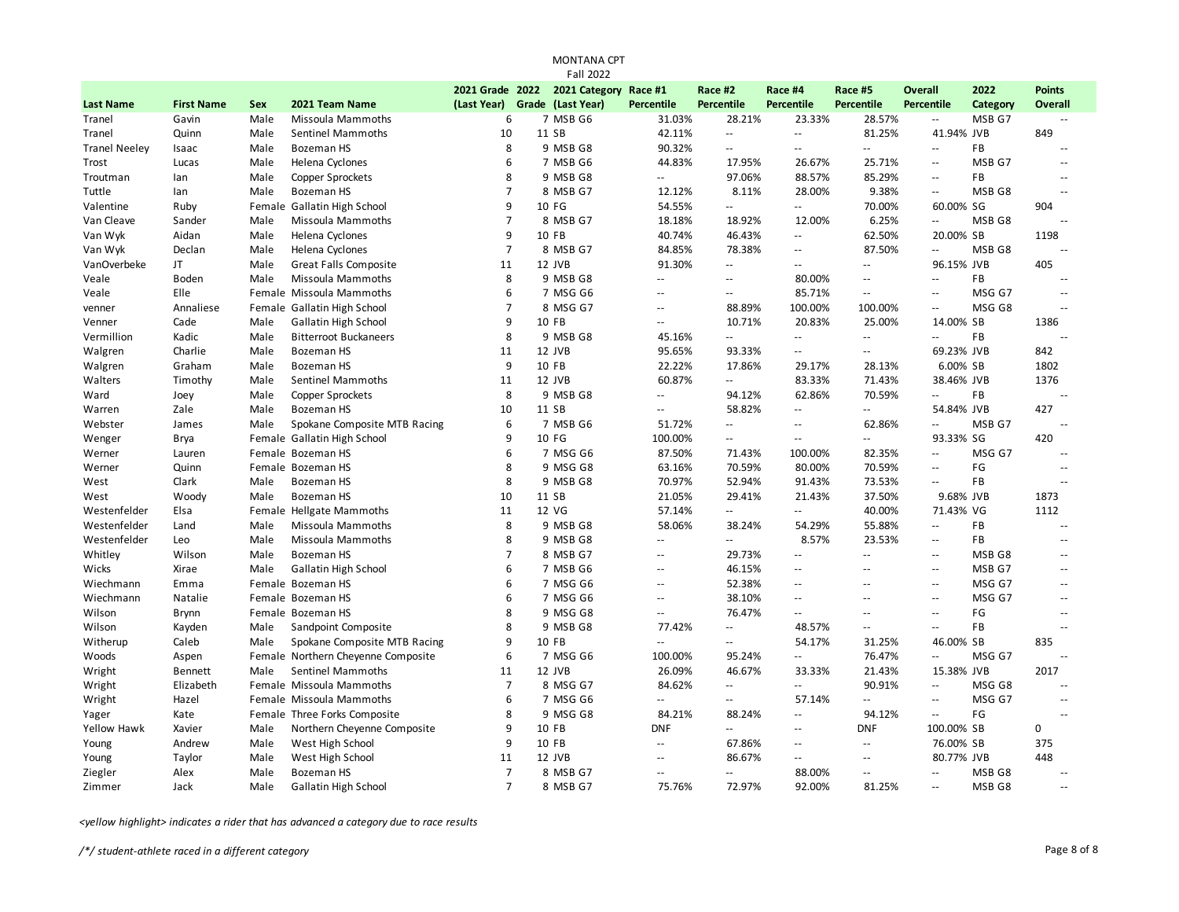MONTANA CPT
Fall 2022

| Last Name | First Name | Sex | 2021 Team Name | 2021 Grade (Last Year) | 2022 Grade | 2021 Category (Last Year) | Race #1 Percentile | Race #2 Percentile | Race #4 Percentile | Race #5 Percentile | Overall Percentile | 2022 Category | Points Overall |
|---|---|---|---|---|---|---|---|---|---|---|---|---|---|
| Tranel | Gavin | Male | Missoula Mammoths | 6 | 7 | MSB G6 | 31.03% | 28.21% | 23.33% | 28.57% | -- | MSB G7 | -- |
| Tranel | Quinn | Male | Sentinel Mammoths | 10 | 11 | SB | 42.11% | -- | -- | 81.25% | 41.94% | JVB | 849 |
| Tranel Neeley | Isaac | Male | Bozeman HS | 8 | 9 | MSB G8 | 90.32% | -- | -- | -- | -- | FB | -- |
| Trost | Lucas | Male | Helena Cyclones | 6 | 7 | MSB G6 | 44.83% | 17.95% | 26.67% | 25.71% | -- | MSB G7 | -- |
| Troutman | Ian | Male | Copper Sprockets | 8 | 9 | MSB G8 | -- | 97.06% | 88.57% | 85.29% | -- | FB | -- |
| Tuttle | Ian | Male | Bozeman HS | 7 | 8 | MSB G7 | 12.12% | 8.11% | 28.00% | 9.38% | -- | MSB G8 | -- |
| Valentine | Ruby | Female | Gallatin High School | 9 | 10 | FG | 54.55% | -- | -- | 70.00% | 60.00% | SG | 904 |
| Van Cleave | Sander | Male | Missoula Mammoths | 7 | 8 | MSB G7 | 18.18% | 18.92% | 12.00% | 6.25% | -- | MSB G8 | -- |
| Van Wyk | Aidan | Male | Helena Cyclones | 9 | 10 | FB | 40.74% | 46.43% | -- | 62.50% | 20.00% | SB | 1198 |
| Van Wyk | Declan | Male | Helena Cyclones | 7 | 8 | MSB G7 | 84.85% | 78.38% | -- | 87.50% | -- | MSB G8 | -- |
| VanOverbeke | JT | Male | Great Falls Composite | 11 | 12 | JVB | 91.30% | -- | -- | -- | 96.15% | JVB | 405 |
| Veale | Boden | Male | Missoula Mammoths | 8 | 9 | MSB G8 | -- | -- | 80.00% | -- | -- | FB | -- |
| Veale | Elle | Female | Missoula Mammoths | 6 | 7 | MSG G6 | -- | -- | 85.71% | -- | -- | MSG G7 | -- |
| venner | Annaliese | Female | Gallatin High School | 7 | 8 | MSG G7 | -- | 88.89% | 100.00% | 100.00% | -- | MSG G8 | -- |
| Venner | Cade | Male | Gallatin High School | 9 | 10 | FB | -- | 10.71% | 20.83% | 25.00% | 14.00% | SB | 1386 |
| Vermillion | Kadic | Male | Bitterroot Buckaneers | 8 | 9 | MSB G8 | 45.16% | -- | -- | -- | -- | FB | -- |
| Walgren | Charlie | Male | Bozeman HS | 11 | 12 | JVB | 95.65% | 93.33% | -- | -- | 69.23% | JVB | 842 |
| Walgren | Graham | Male | Bozeman HS | 9 | 10 | FB | 22.22% | 17.86% | 29.17% | 28.13% | 6.00% | SB | 1802 |
| Walters | Timothy | Male | Sentinel Mammoths | 11 | 12 | JVB | 60.87% | -- | 83.33% | 71.43% | 38.46% | JVB | 1376 |
| Ward | Joey | Male | Copper Sprockets | 8 | 9 | MSB G8 | -- | 94.12% | 62.86% | 70.59% | -- | FB | -- |
| Warren | Zale | Male | Bozeman HS | 10 | 11 | SB | -- | 58.82% | -- | -- | 54.84% | JVB | 427 |
| Webster | James | Male | Spokane Composite MTB Racing | 6 | 7 | MSB G6 | 51.72% | -- | -- | 62.86% | -- | MSB G7 | -- |
| Wenger | Brya | Female | Gallatin High School | 9 | 10 | FG | 100.00% | -- | -- | -- | 93.33% | SG | 420 |
| Werner | Lauren | Female | Bozeman HS | 6 | 7 | MSG G6 | 87.50% | 71.43% | 100.00% | 82.35% | -- | MSG G7 | -- |
| Werner | Quinn | Female | Bozeman HS | 8 | 9 | MSG G8 | 63.16% | 70.59% | 80.00% | 70.59% | -- | FG | -- |
| West | Clark | Male | Bozeman HS | 8 | 9 | MSB G8 | 70.97% | 52.94% | 91.43% | 73.53% | -- | FB | -- |
| West | Woody | Male | Bozeman HS | 10 | 11 | SB | 21.05% | 29.41% | 21.43% | 37.50% | 9.68% | JVB | 1873 |
| Westenfelder | Elsa | Female | Hellgate Mammoths | 11 | 12 | VG | 57.14% | -- | -- | 40.00% | 71.43% | VG | 1112 |
| Westenfelder | Land | Male | Missoula Mammoths | 8 | 9 | MSB G8 | 58.06% | 38.24% | 54.29% | 55.88% | -- | FB | -- |
| Westenfelder | Leo | Male | Missoula Mammoths | 8 | 9 | MSB G8 | -- | -- | 8.57% | 23.53% | -- | FB | -- |
| Whitley | Wilson | Male | Bozeman HS | 7 | 8 | MSB G7 | -- | 29.73% | -- | -- | -- | MSB G8 | -- |
| Wicks | Xirae | Male | Gallatin High School | 6 | 7 | MSB G6 | -- | 46.15% | -- | -- | -- | MSB G7 | -- |
| Wiechmann | Emma | Female | Bozeman HS | 6 | 7 | MSG G6 | -- | 52.38% | -- | -- | -- | MSG G7 | -- |
| Wiechmann | Natalie | Female | Bozeman HS | 6 | 7 | MSG G6 | -- | 38.10% | -- | -- | -- | MSG G7 | -- |
| Wilson | Brynn | Female | Bozeman HS | 8 | 9 | MSG G8 | -- | 76.47% | -- | -- | -- | FG | -- |
| Wilson | Kayden | Male | Sandpoint Composite | 8 | 9 | MSB G8 | 77.42% | -- | 48.57% | -- | -- | FB | -- |
| Witherup | Caleb | Male | Spokane Composite MTB Racing | 9 | 10 | FB | -- | -- | 54.17% | 31.25% | 46.00% | SB | 835 |
| Woods | Aspen | Female | Northern Cheyenne Composite | 6 | 7 | MSG G6 | 100.00% | 95.24% | -- | 76.47% | -- | MSG G7 | -- |
| Wright | Bennett | Male | Sentinel Mammoths | 11 | 12 | JVB | 26.09% | 46.67% | 33.33% | 21.43% | 15.38% | JVB | 2017 |
| Wright | Elizabeth | Female | Missoula Mammoths | 7 | 8 | MSG G7 | 84.62% | -- | -- | 90.91% | -- | MSG G8 | -- |
| Wright | Hazel | Female | Missoula Mammoths | 6 | 7 | MSG G6 | -- | -- | 57.14% | -- | -- | MSG G7 | -- |
| Yager | Kate | Female | Three Forks Composite | 8 | 9 | MSG G8 | 84.21% | 88.24% | -- | 94.12% | -- | FG | -- |
| Yellow Hawk | Xavier | Male | Northern Cheyenne Composite | 9 | 10 | FB | DNF | -- | -- | DNF | 100.00% | SB | 0 |
| Young | Andrew | Male | West High School | 9 | 10 | FB | -- | 67.86% | -- | -- | 76.00% | SB | 375 |
| Young | Taylor | Male | West High School | 11 | 12 | JVB | -- | 86.67% | -- | -- | 80.77% | JVB | 448 |
| Ziegler | Alex | Male | Bozeman HS | 7 | 8 | MSB G7 | -- | -- | 88.00% | -- | -- | MSB G8 | -- |
| Zimmer | Jack | Male | Gallatin High School | 7 | 8 | MSB G7 | 75.76% | 72.97% | 92.00% | 81.25% | -- | MSB G8 | -- |

*<yellow highlight> indicates a rider that has advanced a category due to race results*

*/*/ student-athlete raced in a different category*